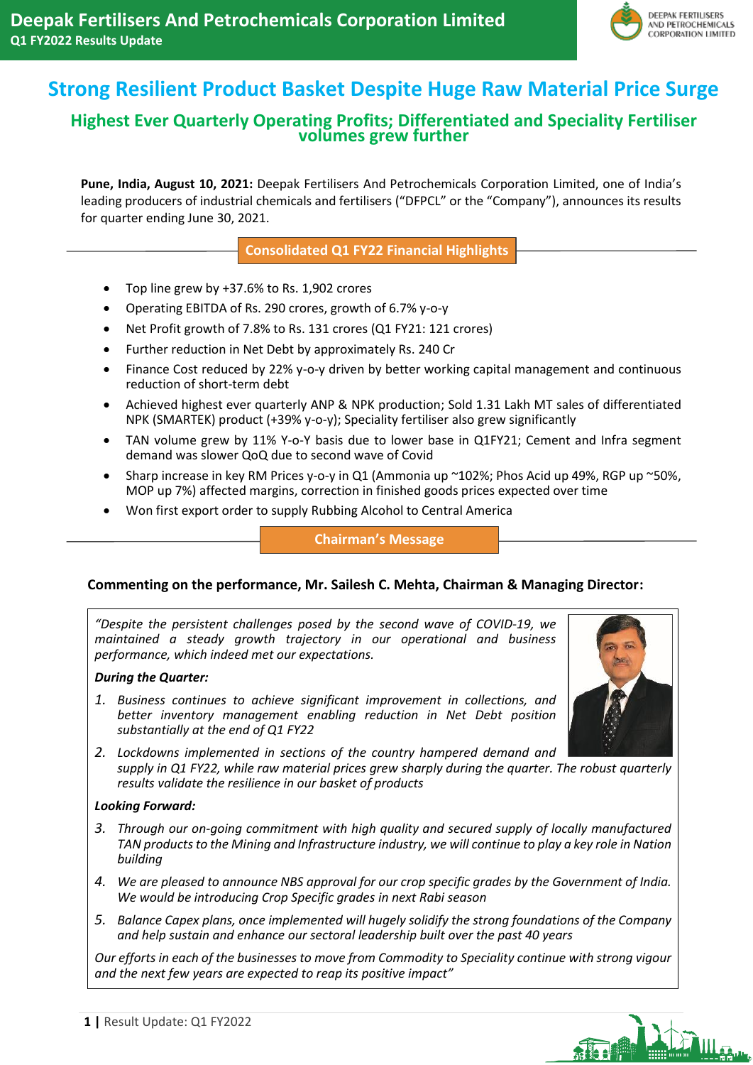# Strong Resilient Product Basket Despite Huge Raw Material Price Surge

## Highest Ever Quarterly Operating Profits; Differentiated and Speciality Fertiliser volumes grew further

**Pune, India, August 10, 2021:** Deepak Fertilisers And Petrochemicals Corporation Limited, one of India's leading producers of industrial chemicals and fertilisers ("DFPCL" or the "Company"), announces its results for quarter ending June 30, 2021.

### Consolidated Q1 FY22 Financial Highlights

- Top line grew by +37.6% to Rs. 1,902 crores
- Operating EBITDA of Rs. 290 crores, growth of 6.7% y-o-y
- Net Profit growth of 7.8% to Rs. 131 crores (Q1 FY21: 121 crores)
- Further reduction in Net Debt by approximately Rs. 240 Cr
- Finance Cost reduced by 22% y-o-y driven by better working capital management and continuous reduction of short-term debt
- Achieved highest ever quarterly ANP & NPK production; Sold 1.31 Lakh MT sales of differentiated NPK (SMARTEK) product (+39% y-o-y); Speciality fertiliser also grew significantly
- TAN volume grew by 11% Y-o-Y basis due to lower base in Q1FY21; Cement and Infra segment demand was slower QoQ due to second wave of Covid
- Sharp increase in key RM Prices y-o-y in Q1 (Ammonia up ~102%; Phos Acid up 49%, RGP up ~50%, MOP up 7%) affected margins, correction in finished goods prices expected over time
- Won first export order to supply Rubbing Alcohol to Central America

### Chairman's Message

**Commenting on the performance, Mr. Sailesh C. Mehta, Chairman & Managing Director:**

*"Despite the persistent challenges posed by the second wave of COVID-19, we maintained a steady growth trajectory in our operational and business performance, which indeed met our expectations.*

***During the Quarter:***

1. *Business continues to achieve significant improvement in collections, and better inventory management enabling reduction in Net Debt position substantially at the end of Q1 FY22*
2. *Lockdowns implemented in sections of the country hampered demand and supply in Q1 FY22, while raw material prices grew sharply during the quarter. The robust quarterly results validate the resilience in our basket of products*

***Looking Forward:***

3. *Through our on-going commitment with high quality and secured supply of locally manufactured TAN products to the Mining and Infrastructure industry, we will continue to play a key role in Nation building*
4. *We are pleased to announce NBS approval for our crop specific grades by the Government of India. We would be introducing Crop Specific grades in next Rabi season*
5. *Balance Capex plans, once implemented will hugely solidify the strong foundations of the Company and help sustain and enhance our sectoral leadership built over the past 40 years*

*Our efforts in each of the businesses to move from Commodity to Speciality continue with strong vigour and the next few years are expected to reap its positive impact"*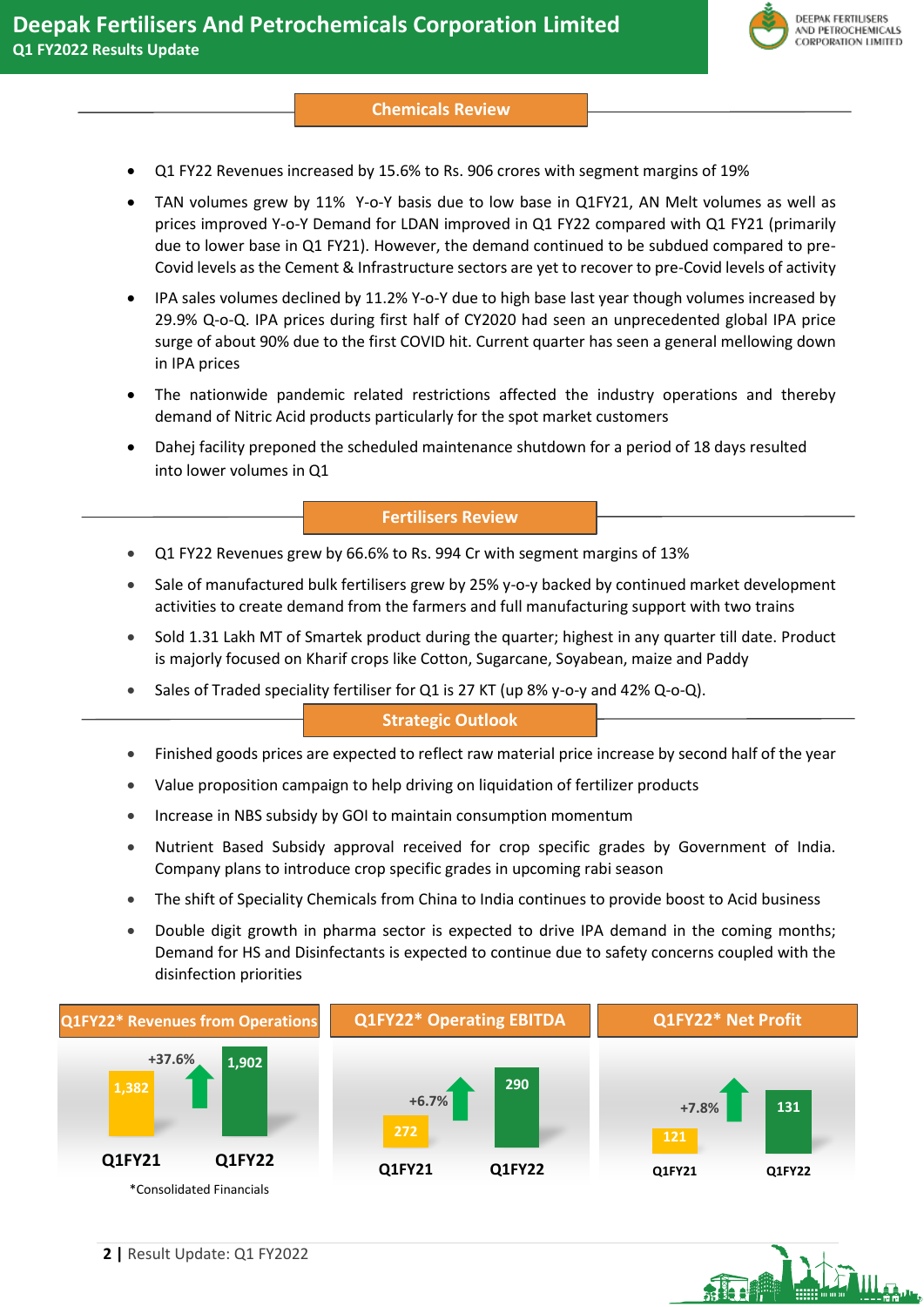## Chemicals Review

- Q1 FY22 Revenues increased by 15.6% to Rs. 906 crores with segment margins of 19%
- TAN volumes grew by 11% Y-o-Y basis due to low base in Q1FY21, AN Melt volumes as well as prices improved Y-o-Y Demand for LDAN improved in Q1 FY22 compared with Q1 FY21 (primarily due to lower base in Q1 FY21). However, the demand continued to be subdued compared to pre-Covid levels as the Cement & Infrastructure sectors are yet to recover to pre-Covid levels of activity
- IPA sales volumes declined by 11.2% Y-o-Y due to high base last year though volumes increased by 29.9% Q-o-Q. IPA prices during first half of CY2020 had seen an unprecedented global IPA price surge of about 90% due to the first COVID hit. Current quarter has seen a general mellowing down in IPA prices
- The nationwide pandemic related restrictions affected the industry operations and thereby demand of Nitric Acid products particularly for the spot market customers
- Dahej facility preponed the scheduled maintenance shutdown for a period of 18 days resulted into lower volumes in Q1

## Fertilisers Review

- Q1 FY22 Revenues grew by 66.6% to Rs. 994 Cr with segment margins of 13%
- Sale of manufactured bulk fertilisers grew by 25% y-o-y backed by continued market development activities to create demand from the farmers and full manufacturing support with two trains
- Sold 1.31 Lakh MT of Smartek product during the quarter; highest in any quarter till date. Product is majorly focused on Kharif crops like Cotton, Sugarcane, Soyabean, maize and Paddy
- Sales of Traded speciality fertiliser for Q1 is 27 KT (up 8% y-o-y and 42% Q-o-Q).

## Strategic Outlook

- Finished goods prices are expected to reflect raw material price increase by second half of the year
- Value proposition campaign to help driving on liquidation of fertilizer products
- Increase in NBS subsidy by GOI to maintain consumption momentum
- Nutrient Based Subsidy approval received for crop specific grades by Government of India. Company plans to introduce crop specific grades in upcoming rabi season
- The shift of Speciality Chemicals from China to India continues to provide boost to Acid business
- Double digit growth in pharma sector is expected to drive IPA demand in the coming months; Demand for HS and Disinfectants is expected to continue due to safety concerns coupled with the disinfection priorities

| | Q1FY21 | Q1FY22 | Growth |
|---|---|---|---|
| Q1FY22* Revenues from Operations | 1,382 | 1,902 | +37.6% |
| Q1FY22* Operating EBITDA | 272 | 290 | +6.7% |
| Q1FY22* Net Profit | 121 | 131 | +7.8% |

*Consolidated Financials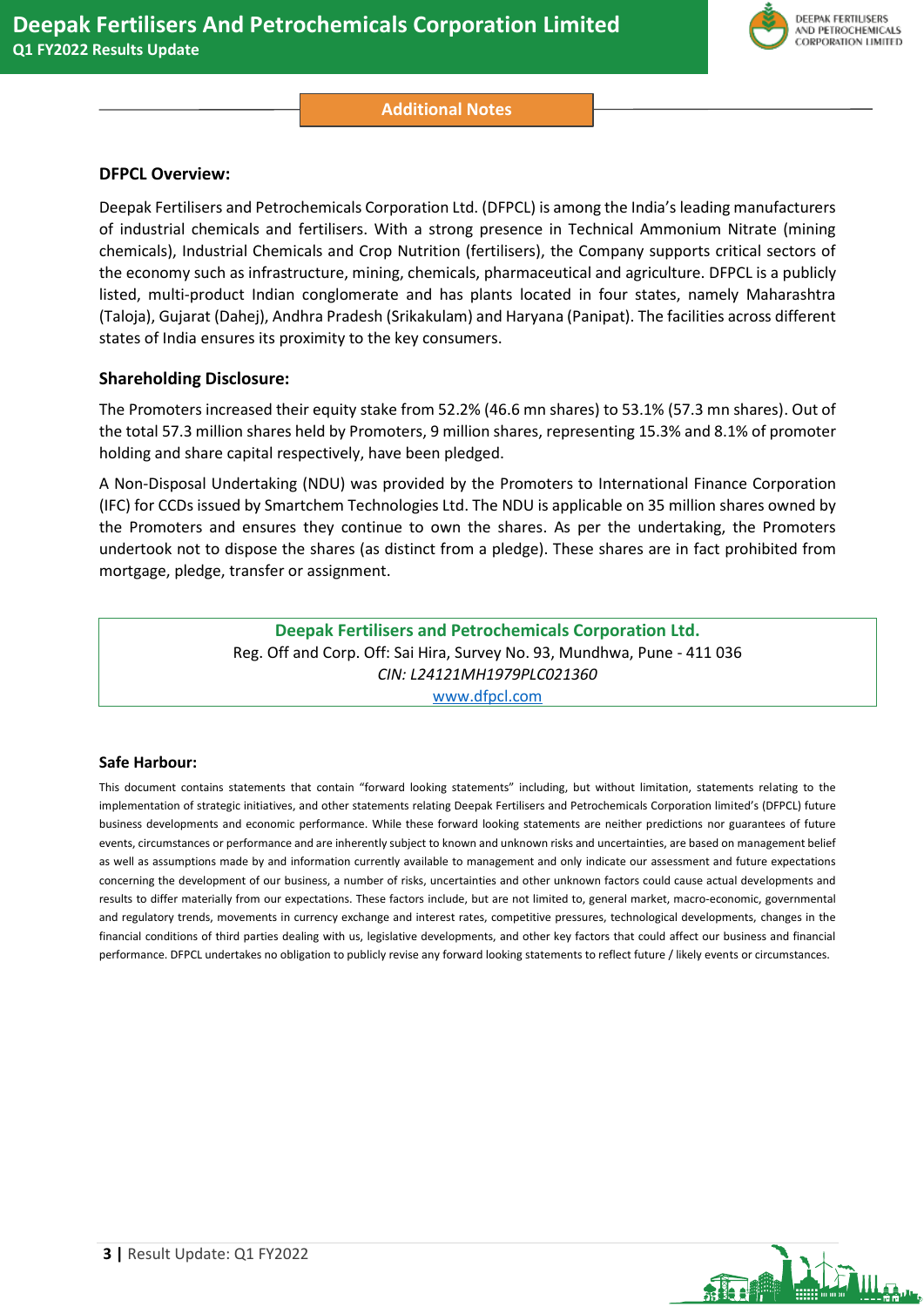## Additional Notes

### DFPCL Overview:

Deepak Fertilisers and Petrochemicals Corporation Ltd. (DFPCL) is among the India's leading manufacturers of industrial chemicals and fertilisers. With a strong presence in Technical Ammonium Nitrate (mining chemicals), Industrial Chemicals and Crop Nutrition (fertilisers), the Company supports critical sectors of the economy such as infrastructure, mining, chemicals, pharmaceutical and agriculture. DFPCL is a publicly listed, multi-product Indian conglomerate and has plants located in four states, namely Maharashtra (Taloja), Gujarat (Dahej), Andhra Pradesh (Srikakulam) and Haryana (Panipat). The facilities across different states of India ensures its proximity to the key consumers.

### Shareholding Disclosure:

The Promoters increased their equity stake from 52.2% (46.6 mn shares) to 53.1% (57.3 mn shares). Out of the total 57.3 million shares held by Promoters, 9 million shares, representing 15.3% and 8.1% of promoter holding and share capital respectively, have been pledged.

A Non-Disposal Undertaking (NDU) was provided by the Promoters to International Finance Corporation (IFC) for CCDs issued by Smartchem Technologies Ltd. The NDU is applicable on 35 million shares owned by the Promoters and ensures they continue to own the shares. As per the undertaking, the Promoters undertook not to dispose the shares (as distinct from a pledge). These shares are in fact prohibited from mortgage, pledge, transfer or assignment.

**Deepak Fertilisers and Petrochemicals Corporation Ltd.**
Reg. Off and Corp. Off: Sai Hira, Survey No. 93, Mundhwa, Pune - 411 036
*CIN: L24121MH1979PLC021360*
www.dfpcl.com

### Safe Harbour:

This document contains statements that contain "forward looking statements" including, but without limitation, statements relating to the implementation of strategic initiatives, and other statements relating Deepak Fertilisers and Petrochemicals Corporation limited's (DFPCL) future business developments and economic performance. While these forward looking statements are neither predictions nor guarantees of future events, circumstances or performance and are inherently subject to known and unknown risks and uncertainties, are based on management belief as well as assumptions made by and information currently available to management and only indicate our assessment and future expectations concerning the development of our business, a number of risks, uncertainties and other unknown factors could cause actual developments and results to differ materially from our expectations. These factors include, but are not limited to, general market, macro-economic, governmental and regulatory trends, movements in currency exchange and interest rates, competitive pressures, technological developments, changes in the financial conditions of third parties dealing with us, legislative developments, and other key factors that could affect our business and financial performance. DFPCL undertakes no obligation to publicly revise any forward looking statements to reflect future / likely events or circumstances.